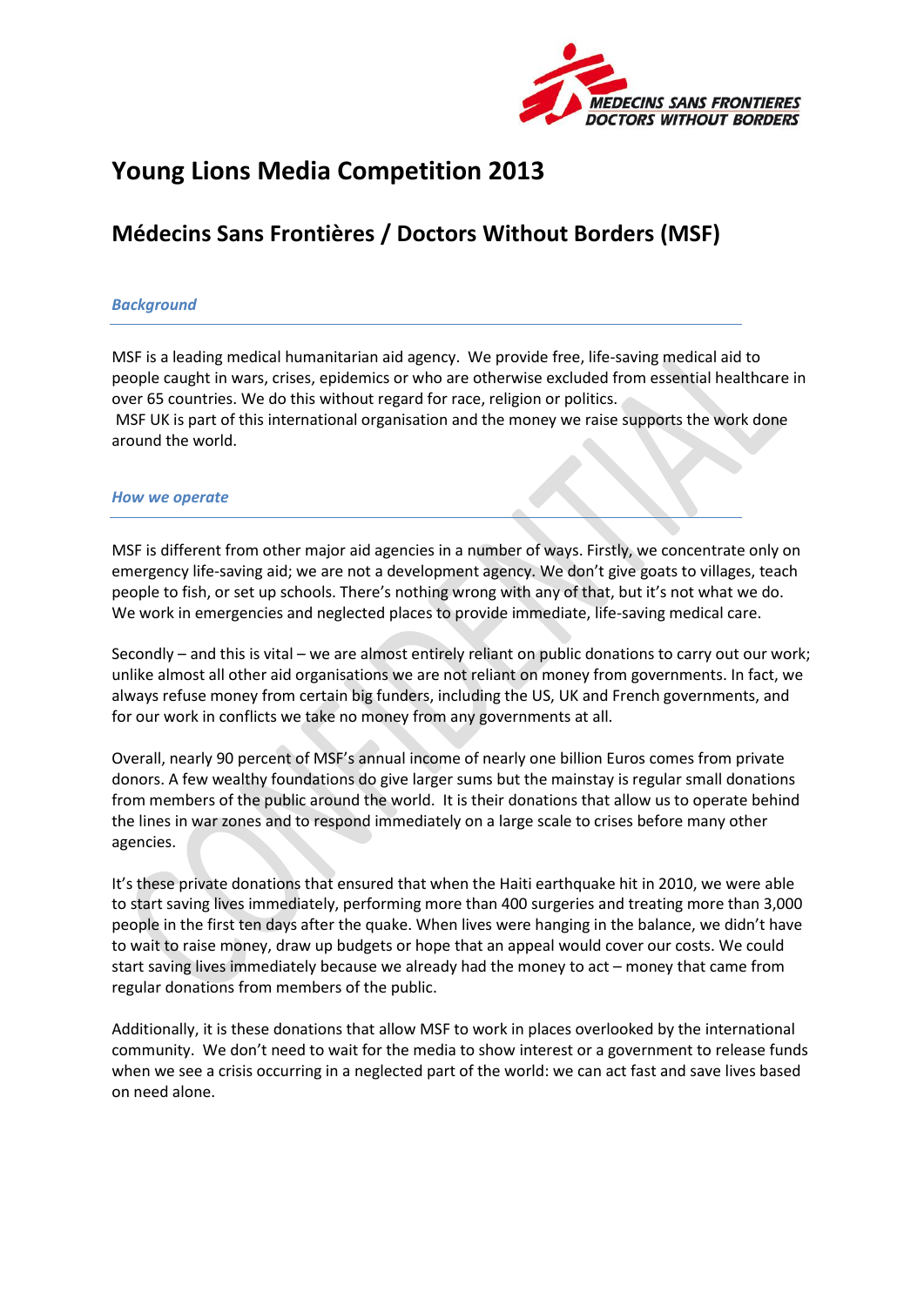# Young Lions Media Competition 2013

## Médecins Sans Frontières / Doctors Without Borders (MSF)

### *Background*

MSF is a leading medical humanitarian aid agency. We provide free, life-saving medical aid to people caught in wars, crises, epidemics or who are otherwise excluded from essential healthcare in over 65 countries. We do this without regard for race, religion or politics.
MSF UK is part of this international organisation and the money we raise supports the work done around the world.

### *How we operate*

MSF is different from other major aid agencies in a number of ways. Firstly, we concentrate only on emergency life-saving aid; we are not a development agency. We don't give goats to villages, teach people to fish, or set up schools. There's nothing wrong with any of that, but it's not what we do. We work in emergencies and neglected places to provide immediate, life-saving medical care.

Secondly – and this is vital – we are almost entirely reliant on public donations to carry out our work; unlike almost all other aid organisations we are not reliant on money from governments. In fact, we always refuse money from certain big funders, including the US, UK and French governments, and for our work in conflicts we take no money from any governments at all.

Overall, nearly 90 percent of MSF's annual income of nearly one billion Euros comes from private donors. A few wealthy foundations do give larger sums but the mainstay is regular small donations from members of the public around the world. It is their donations that allow us to operate behind the lines in war zones and to respond immediately on a large scale to crises before many other agencies.

It's these private donations that ensured that when the Haiti earthquake hit in 2010, we were able to start saving lives immediately, performing more than 400 surgeries and treating more than 3,000 people in the first ten days after the quake. When lives were hanging in the balance, we didn't have to wait to raise money, draw up budgets or hope that an appeal would cover our costs. We could start saving lives immediately because we already had the money to act – money that came from regular donations from members of the public.

Additionally, it is these donations that allow MSF to work in places overlooked by the international community. We don't need to wait for the media to show interest or a government to release funds when we see a crisis occurring in a neglected part of the world: we can act fast and save lives based on need alone.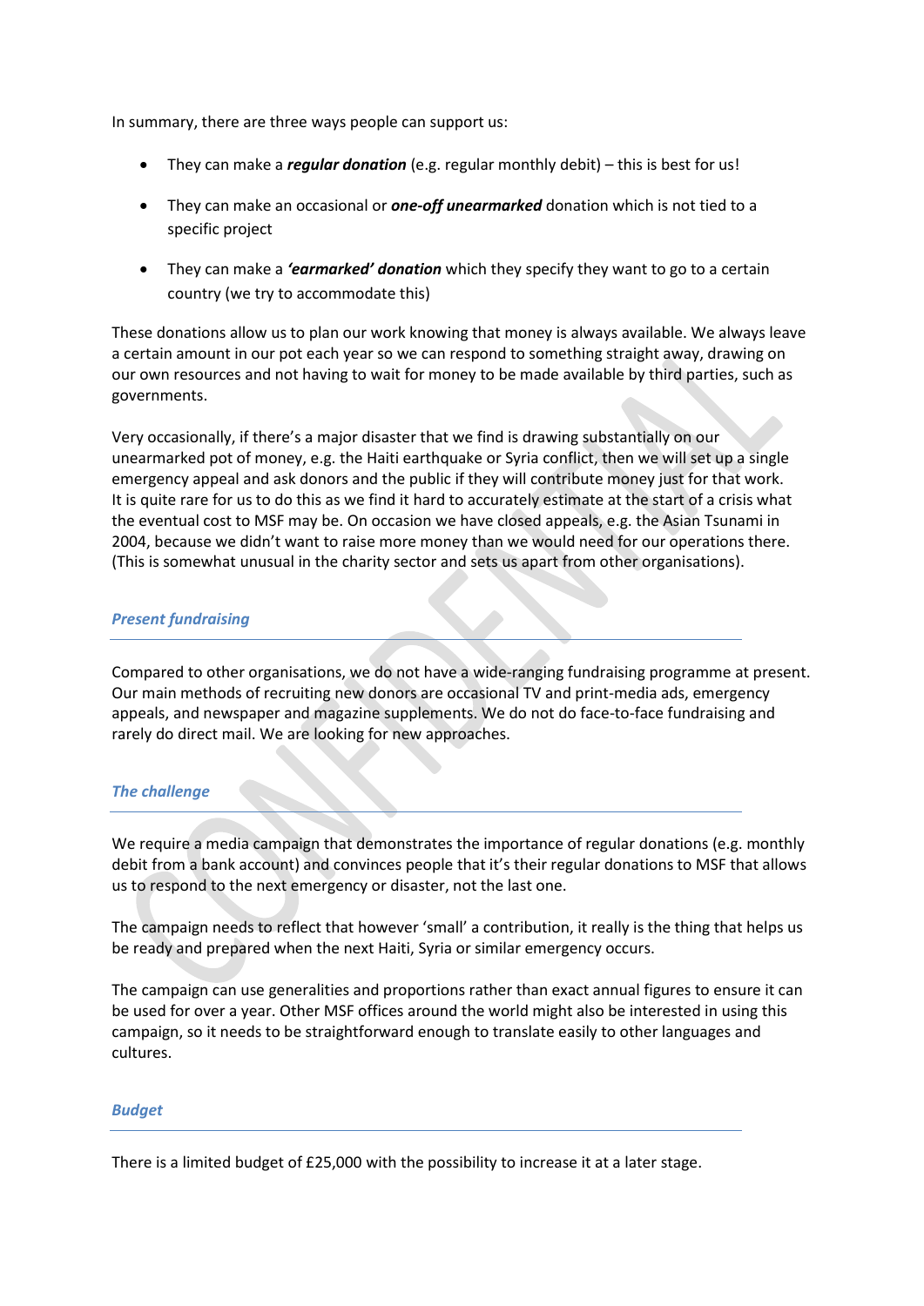In summary, there are three ways people can support us:

- They can make a ***regular donation*** (e.g. regular monthly debit) – this is best for us!
- They can make an occasional or ***one-off unearmarked*** donation which is not tied to a specific project
- They can make a ***'earmarked' donation*** which they specify they want to go to a certain country (we try to accommodate this)

These donations allow us to plan our work knowing that money is always available. We always leave a certain amount in our pot each year so we can respond to something straight away, drawing on our own resources and not having to wait for money to be made available by third parties, such as governments.

Very occasionally, if there's a major disaster that we find is drawing substantially on our unearmarked pot of money, e.g. the Haiti earthquake or Syria conflict, then we will set up a single emergency appeal and ask donors and the public if they will contribute money just for that work. It is quite rare for us to do this as we find it hard to accurately estimate at the start of a crisis what the eventual cost to MSF may be. On occasion we have closed appeals, e.g. the Asian Tsunami in 2004, because we didn't want to raise more money than we would need for our operations there. (This is somewhat unusual in the charity sector and sets us apart from other organisations).

## *Present fundraising*

Compared to other organisations, we do not have a wide-ranging fundraising programme at present. Our main methods of recruiting new donors are occasional TV and print-media ads, emergency appeals, and newspaper and magazine supplements. We do not do face-to-face fundraising and rarely do direct mail. We are looking for new approaches.

## *The challenge*

We require a media campaign that demonstrates the importance of regular donations (e.g. monthly debit from a bank account) and convinces people that it's their regular donations to MSF that allows us to respond to the next emergency or disaster, not the last one.

The campaign needs to reflect that however 'small' a contribution, it really is the thing that helps us be ready and prepared when the next Haiti, Syria or similar emergency occurs.

The campaign can use generalities and proportions rather than exact annual figures to ensure it can be used for over a year. Other MSF offices around the world might also be interested in using this campaign, so it needs to be straightforward enough to translate easily to other languages and cultures.

## *Budget*

There is a limited budget of £25,000 with the possibility to increase it at a later stage.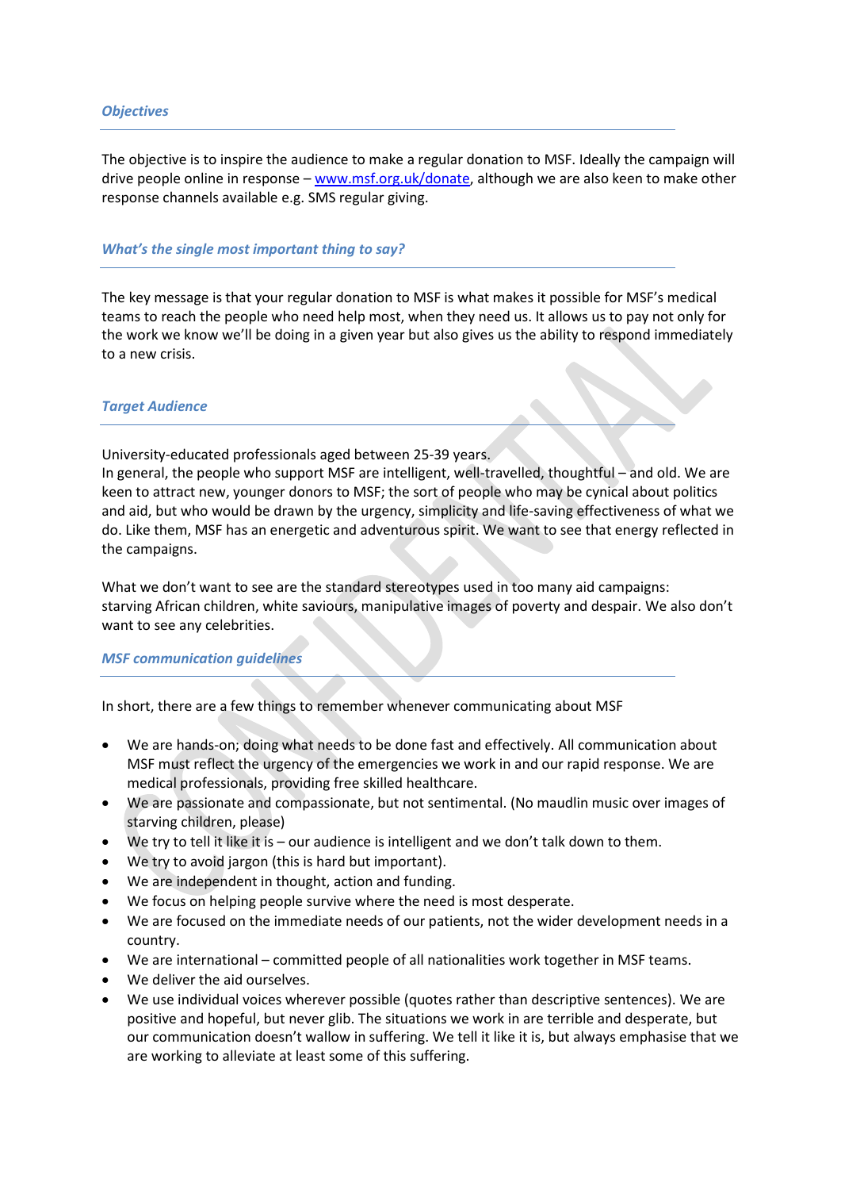### *Objectives*

The objective is to inspire the audience to make a regular donation to MSF. Ideally the campaign will drive people online in response – www.msf.org.uk/donate, although we are also keen to make other response channels available e.g. SMS regular giving.

### *What's the single most important thing to say?*

The key message is that your regular donation to MSF is what makes it possible for MSF's medical teams to reach the people who need help most, when they need us. It allows us to pay not only for the work we know we'll be doing in a given year but also gives us the ability to respond immediately to a new crisis.

### *Target Audience*

University-educated professionals aged between 25-39 years.
In general, the people who support MSF are intelligent, well-travelled, thoughtful – and old. We are keen to attract new, younger donors to MSF; the sort of people who may be cynical about politics and aid, but who would be drawn by the urgency, simplicity and life-saving effectiveness of what we do. Like them, MSF has an energetic and adventurous spirit. We want to see that energy reflected in the campaigns.

What we don't want to see are the standard stereotypes used in too many aid campaigns: starving African children, white saviours, manipulative images of poverty and despair. We also don't want to see any celebrities.

### *MSF communication guidelines*

In short, there are a few things to remember whenever communicating about MSF

- We are hands-on; doing what needs to be done fast and effectively. All communication about MSF must reflect the urgency of the emergencies we work in and our rapid response. We are medical professionals, providing free skilled healthcare.
- We are passionate and compassionate, but not sentimental. (No maudlin music over images of starving children, please)
- We try to tell it like it is – our audience is intelligent and we don't talk down to them.
- We try to avoid jargon (this is hard but important).
- We are independent in thought, action and funding.
- We focus on helping people survive where the need is most desperate.
- We are focused on the immediate needs of our patients, not the wider development needs in a country.
- We are international – committed people of all nationalities work together in MSF teams.
- We deliver the aid ourselves.
- We use individual voices wherever possible (quotes rather than descriptive sentences). We are positive and hopeful, but never glib. The situations we work in are terrible and desperate, but our communication doesn't wallow in suffering. We tell it like it is, but always emphasise that we are working to alleviate at least some of this suffering.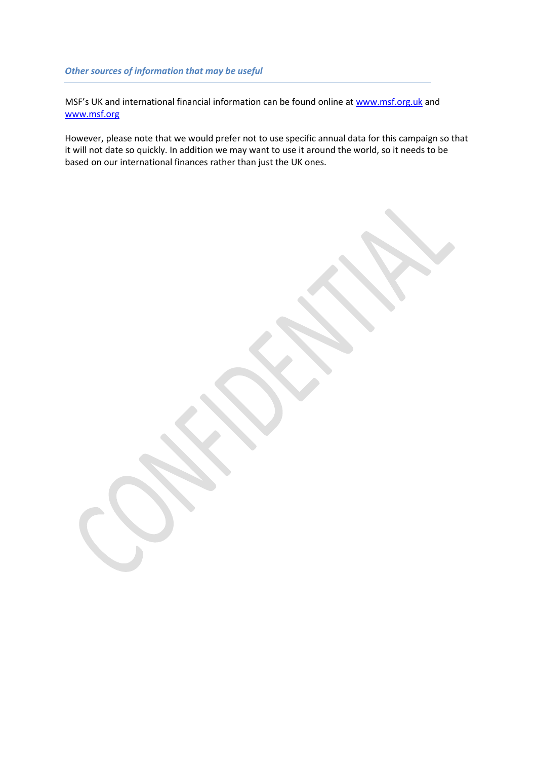### *Other sources of information that may be useful*

MSF's UK and international financial information can be found online at [www.msf.org.uk](http://www.msf.org.uk) and [www.msf.org](http://www.msf.org)

However, please note that we would prefer not to use specific annual data for this campaign so that it will not date so quickly. In addition we may want to use it around the world, so it needs to be based on our international finances rather than just the UK ones.